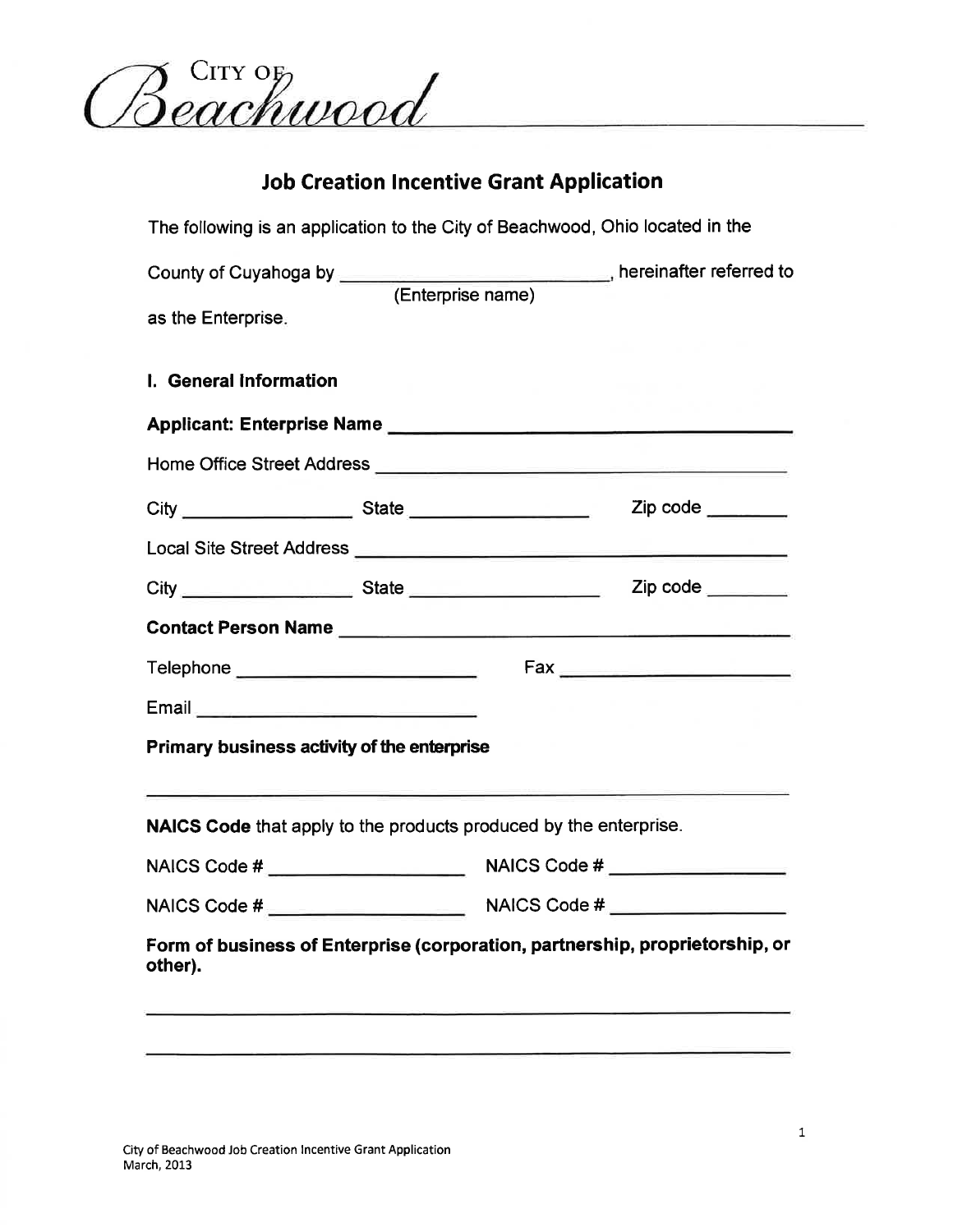City of Beachwood

## Job Creation Incentive Grant Application

The following is an application to the City of Beachwood, Ohio located in the County of Cuyahoga by ______________________ (Enterprise name), hereinafter referred to as the Enterprise.

### I. General Information

**Applicant: Enterprise Name** ______________________________

Home Office Street Address ______________________________

City ______________ State ______________ Zip code ________

Local Site Street Address ______________________________

City ______________ State ______________ Zip code ________

**Contact Person Name** ______________________________

Telephone ____________________ Fax ____________________

Email ____________________

**Primary business activity of the enterprise**

______________________________________________________

**NAICS Code** that apply to the products produced by the enterprise.

NAICS Code # ______________ NAICS Code # ______________

NAICS Code # ______________ NAICS Code # ______________

**Form of business of Enterprise (corporation, partnership, proprietorship, or other).**

______________________________________________________

______________________________________________________

City of Beachwood Job Creation Incentive Grant Application
March, 2013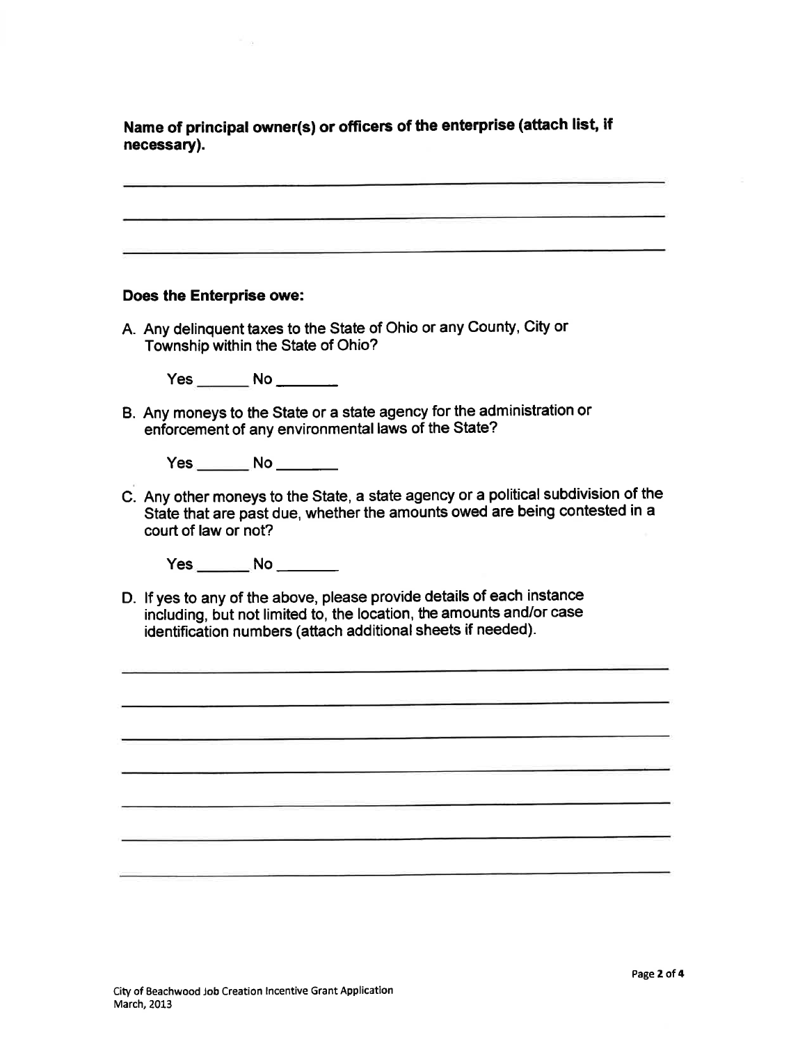**Name of principal owner(s) or officers of the enterprise (attach list, if necessary).**

\_\_\_\_\_\_\_\_\_\_\_\_\_\_\_\_\_\_\_\_\_\_\_\_\_\_\_\_\_\_\_\_\_\_\_\_\_\_\_\_\_\_\_\_\_\_\_\_\_\_\_\_\_\_\_\_\_\_\_\_

\_\_\_\_\_\_\_\_\_\_\_\_\_\_\_\_\_\_\_\_\_\_\_\_\_\_\_\_\_\_\_\_\_\_\_\_\_\_\_\_\_\_\_\_\_\_\_\_\_\_\_\_\_\_\_\_\_\_\_\_

\_\_\_\_\_\_\_\_\_\_\_\_\_\_\_\_\_\_\_\_\_\_\_\_\_\_\_\_\_\_\_\_\_\_\_\_\_\_\_\_\_\_\_\_\_\_\_\_\_\_\_\_\_\_\_\_\_\_\_\_

**Does the Enterprise owe:**

A. Any delinquent taxes to the State of Ohio or any County, City or Township within the State of Ohio?

Yes \_\_\_\_\_\_ No \_\_\_\_\_\_\_

B. Any moneys to the State or a state agency for the administration or enforcement of any environmental laws of the State?

Yes \_\_\_\_\_\_ No \_\_\_\_\_\_\_

C. Any other moneys to the State, a state agency or a political subdivision of the State that are past due, whether the amounts owed are being contested in a court of law or not?

Yes \_\_\_\_\_\_ No \_\_\_\_\_\_\_

D. If yes to any of the above, please provide details of each instance including, but not limited to, the location, the amounts and/or case identification numbers (attach additional sheets if needed).

\_\_\_\_\_\_\_\_\_\_\_\_\_\_\_\_\_\_\_\_\_\_\_\_\_\_\_\_\_\_\_\_\_\_\_\_\_\_\_\_\_\_\_\_\_\_\_\_\_\_\_\_\_\_\_\_\_\_\_\_

\_\_\_\_\_\_\_\_\_\_\_\_\_\_\_\_\_\_\_\_\_\_\_\_\_\_\_\_\_\_\_\_\_\_\_\_\_\_\_\_\_\_\_\_\_\_\_\_\_\_\_\_\_\_\_\_\_\_\_\_

\_\_\_\_\_\_\_\_\_\_\_\_\_\_\_\_\_\_\_\_\_\_\_\_\_\_\_\_\_\_\_\_\_\_\_\_\_\_\_\_\_\_\_\_\_\_\_\_\_\_\_\_\_\_\_\_\_\_\_\_

\_\_\_\_\_\_\_\_\_\_\_\_\_\_\_\_\_\_\_\_\_\_\_\_\_\_\_\_\_\_\_\_\_\_\_\_\_\_\_\_\_\_\_\_\_\_\_\_\_\_\_\_\_\_\_\_\_\_\_\_

\_\_\_\_\_\_\_\_\_\_\_\_\_\_\_\_\_\_\_\_\_\_\_\_\_\_\_\_\_\_\_\_\_\_\_\_\_\_\_\_\_\_\_\_\_\_\_\_\_\_\_\_\_\_\_\_\_\_\_\_

\_\_\_\_\_\_\_\_\_\_\_\_\_\_\_\_\_\_\_\_\_\_\_\_\_\_\_\_\_\_\_\_\_\_\_\_\_\_\_\_\_\_\_\_\_\_\_\_\_\_\_\_\_\_\_\_\_\_\_\_

\_\_\_\_\_\_\_\_\_\_\_\_\_\_\_\_\_\_\_\_\_\_\_\_\_\_\_\_\_\_\_\_\_\_\_\_\_\_\_\_\_\_\_\_\_\_\_\_\_\_\_\_\_\_\_\_\_\_\_\_

City of Beachwood Job Creation Incentive Grant Application
March, 2013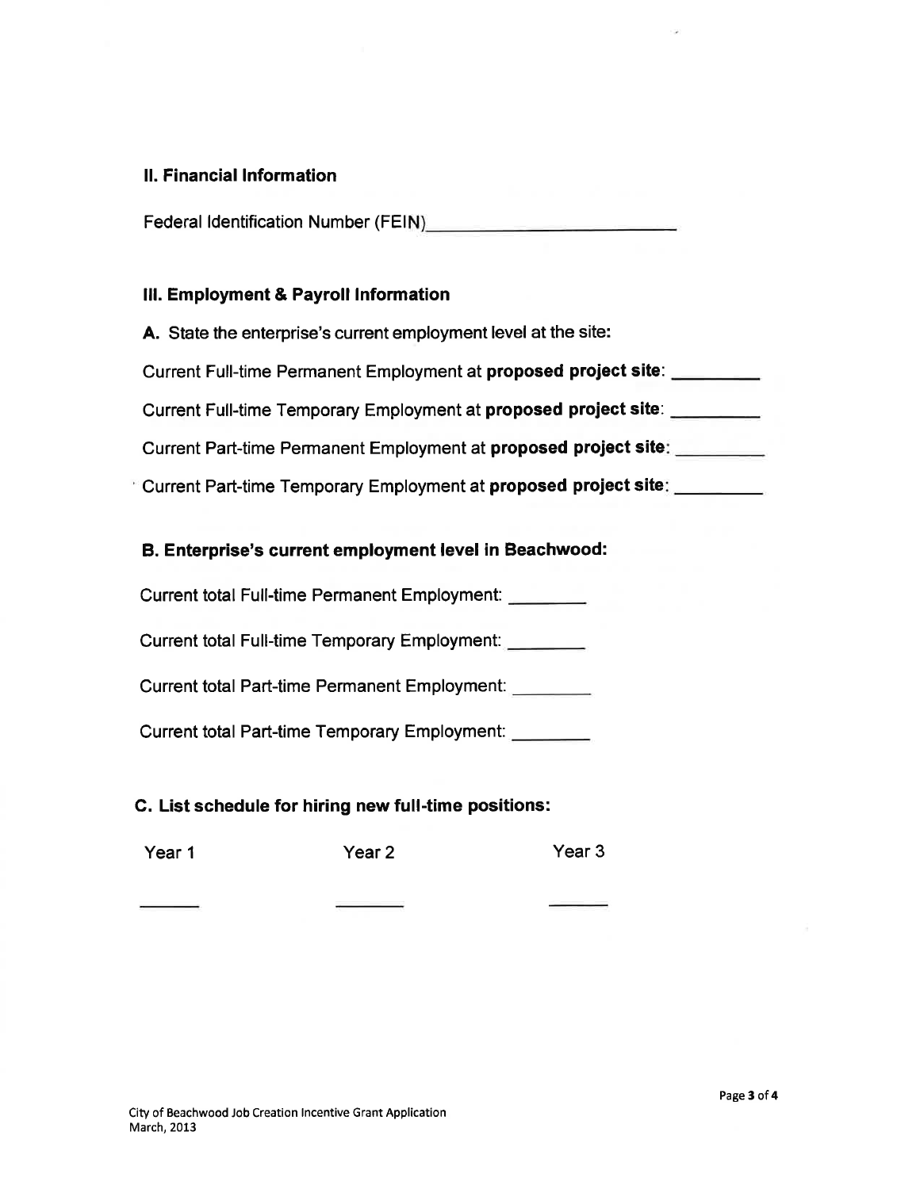## II. Financial Information

Federal Identification Number (FEIN)\_\_\_\_\_\_\_\_\_\_\_\_\_\_\_\_\_\_\_\_\_\_\_\_\_\_

## III. Employment & Payroll Information

**A.** State the enterprise's current employment level at the site:

Current Full-time Permanent Employment at **proposed project site**: \_\_\_\_\_\_\_\_\_

Current Full-time Temporary Employment at **proposed project site**: \_\_\_\_\_\_\_\_\_

Current Part-time Permanent Employment at **proposed project site**: \_\_\_\_\_\_\_\_\_

Current Part-time Temporary Employment at **proposed project site**: \_\_\_\_\_\_\_\_\_

### B. Enterprise's current employment level in Beachwood:

Current total Full-time Permanent Employment: \_\_\_\_\_\_\_\_

Current total Full-time Temporary Employment: \_\_\_\_\_\_\_\_

Current total Part-time Permanent Employment: \_\_\_\_\_\_\_\_

Current total Part-time Temporary Employment: \_\_\_\_\_\_\_\_

### C. List schedule for hiring new full-time positions:

| Year 1 | Year 2 | Year 3 |
| --- | --- | --- |
| \_\_\_\_\_\_ | \_\_\_\_\_\_ | \_\_\_\_\_\_ |

City of Beachwood Job Creation Incentive Grant Application
March, 2013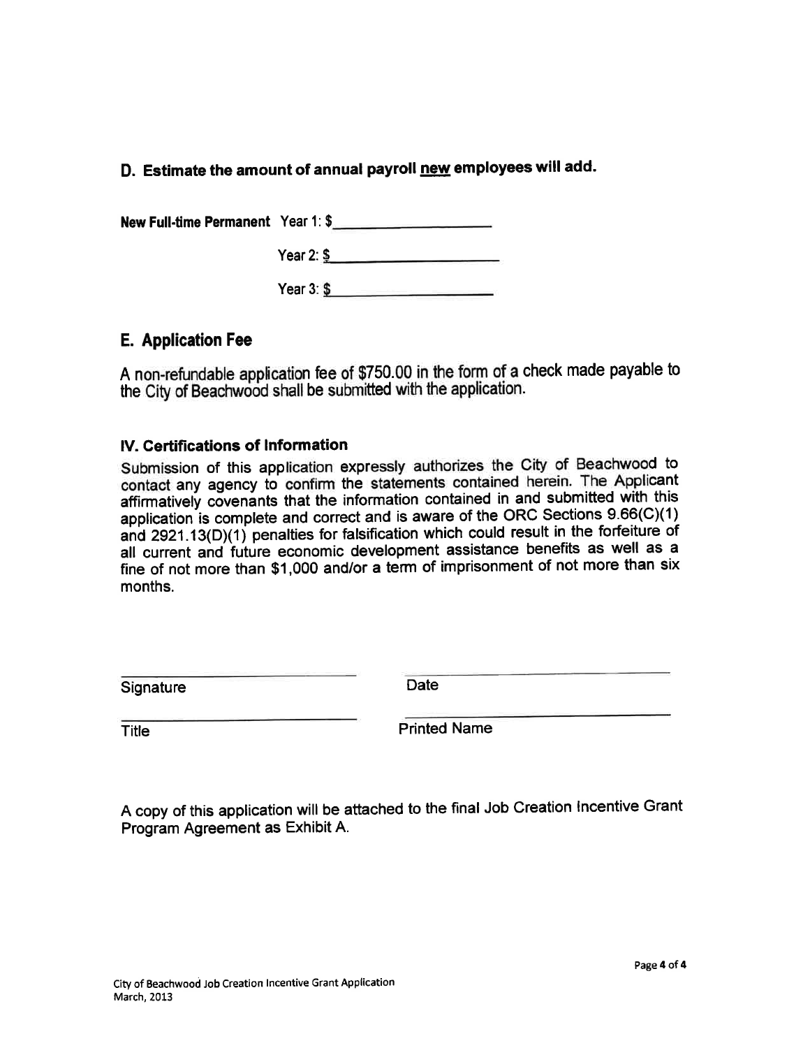## D. Estimate the amount of annual payroll new employees will add.

**New Full-time Permanent** Year 1: $____________________

Year 2: $____________________

Year 3: $____________________

## E. Application Fee

A non-refundable application fee of $750.00 in the form of a check made payable to the City of Beachwood shall be submitted with the application.

### IV. Certifications of Information

Submission of this application expressly authorizes the City of Beachwood to contact any agency to confirm the statements contained herein. The Applicant affirmatively covenants that the information contained in and submitted with this application is complete and correct and is aware of the ORC Sections 9.66(C)(1) and 2921.13(D)(1) penalties for falsification which could result in the forfeiture of all current and future economic development assistance benefits as well as a fine of not more than $1,000 and/or a term of imprisonment of not more than six months.

| | |
|---|---|
| ____________________________ | ____________________________ |
| Signature | Date |
| ____________________________ | ____________________________ |
| Title | Printed Name |

A copy of this application will be attached to the final Job Creation Incentive Grant Program Agreement as Exhibit A.

City of Beachwood Job Creation Incentive Grant Application
March, 2013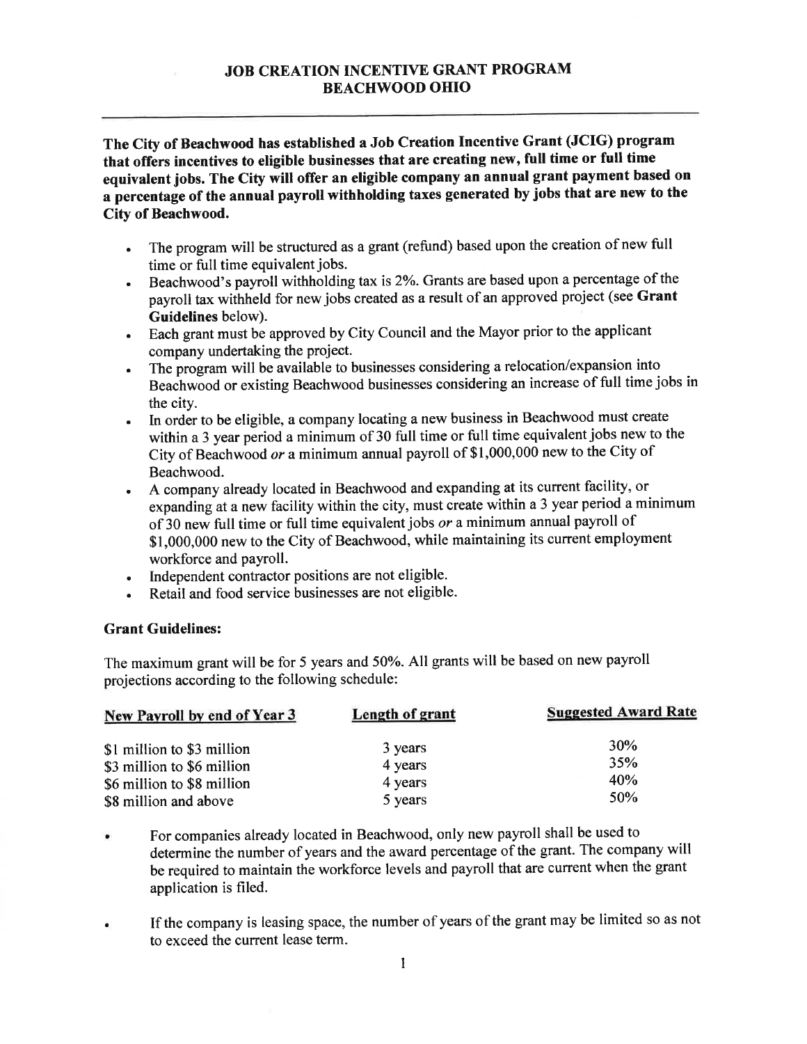# JOB CREATION INCENTIVE GRANT PROGRAM
## BEACHWOOD OHIO

---

**The City of Beachwood has established a Job Creation Incentive Grant (JCIG) program that offers incentives to eligible businesses that are creating new, full time or full time equivalent jobs. The City will offer an eligible company an annual grant payment based on a percentage of the annual payroll withholding taxes generated by jobs that are new to the City of Beachwood.**

- The program will be structured as a grant (refund) based upon the creation of new full time or full time equivalent jobs.
- Beachwood's payroll withholding tax is 2%. Grants are based upon a percentage of the payroll tax withheld for new jobs created as a result of an approved project (see **Grant Guidelines** below).
- Each grant must be approved by City Council and the Mayor prior to the applicant company undertaking the project.
- The program will be available to businesses considering a relocation/expansion into Beachwood or existing Beachwood businesses considering an increase of full time jobs in the city.
- In order to be eligible, a company locating a new business in Beachwood must create within a 3 year period a minimum of 30 full time or full time equivalent jobs new to the City of Beachwood *or* a minimum annual payroll of $1,000,000 new to the City of Beachwood.
- A company already located in Beachwood and expanding at its current facility, or expanding at a new facility within the city, must create within a 3 year period a minimum of 30 new full time or full time equivalent jobs *or* a minimum annual payroll of $1,000,000 new to the City of Beachwood, while maintaining its current employment workforce and payroll.
- Independent contractor positions are not eligible.
- Retail and food service businesses are not eligible.

### Grant Guidelines:

The maximum grant will be for 5 years and 50%. All grants will be based on new payroll projections according to the following schedule:

| New Payroll by end of Year 3 | Length of grant | Suggested Award Rate |
|---|---|---|
| $1 million to $3 million | 3 years | 30% |
| $3 million to $6 million | 4 years | 35% |
| $6 million to $8 million | 4 years | 40% |
| $8 million and above | 5 years | 50% |

- For companies already located in Beachwood, only new payroll shall be used to determine the number of years and the award percentage of the grant. The company will be required to maintain the workforce levels and payroll that are current when the grant application is filed.
- If the company is leasing space, the number of years of the grant may be limited so as not to exceed the current lease term.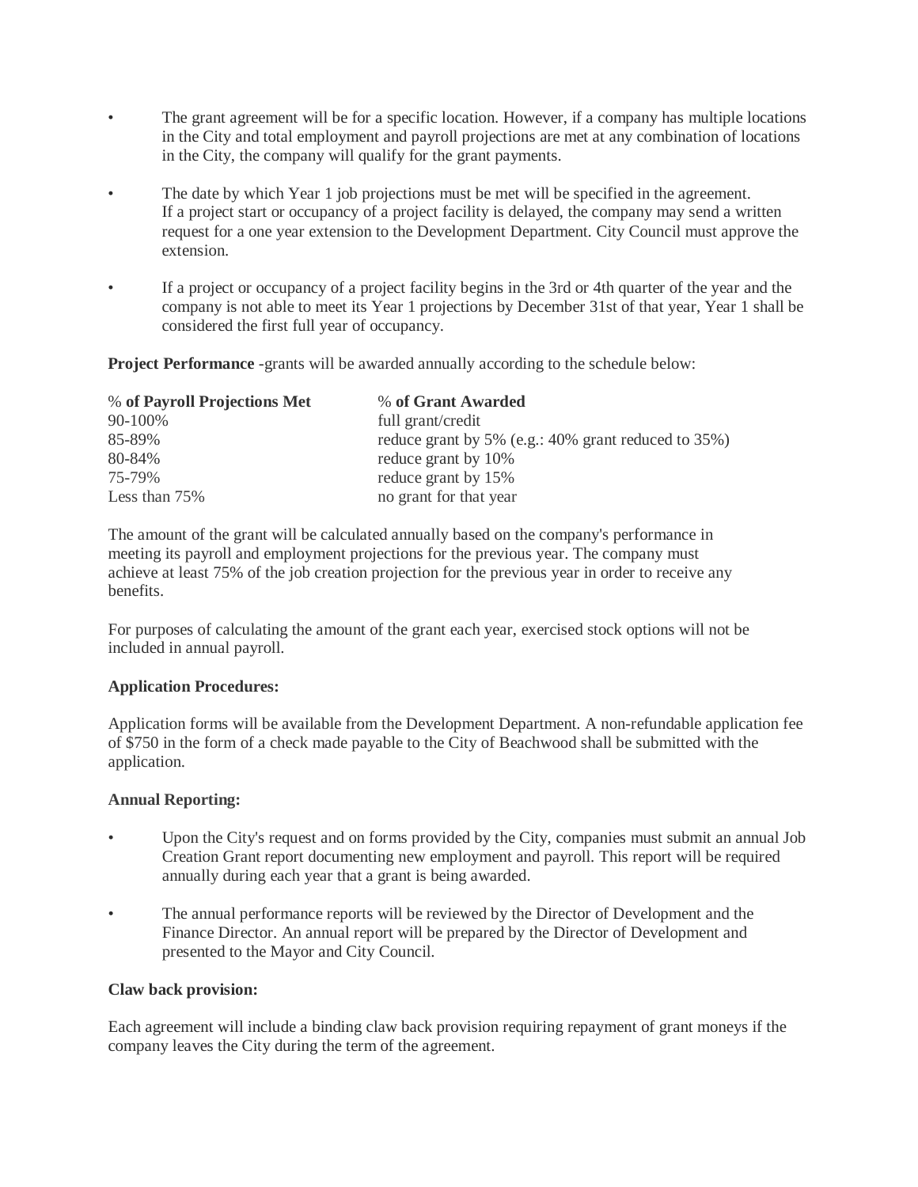- The grant agreement will be for a specific location. However, if a company has multiple locations in the City and total employment and payroll projections are met at any combination of locations in the City, the company will qualify for the grant payments.

- The date by which Year 1 job projections must be met will be specified in the agreement. If a project start or occupancy of a project facility is delayed, the company may send a written request for a one year extension to the Development Department. City Council must approve the extension.

- If a project or occupancy of a project facility begins in the 3rd or 4th quarter of the year and the company is not able to meet its Year 1 projections by December 31st of that year, Year 1 shall be considered the first full year of occupancy.

**Project Performance** -grants will be awarded annually according to the schedule below:

| % **of Payroll Projections Met** | % **of Grant Awarded** |
|---|---|
| 90-100% | full grant/credit |
| 85-89% | reduce grant by 5% (e.g.: 40% grant reduced to 35%) |
| 80-84% | reduce grant by 10% |
| 75-79% | reduce grant by 15% |
| Less than 75% | no grant for that year |

The amount of the grant will be calculated annually based on the company's performance in meeting its payroll and employment projections for the previous year. The company must achieve at least 75% of the job creation projection for the previous year in order to receive any benefits.

For purposes of calculating the amount of the grant each year, exercised stock options will not be included in annual payroll.

**Application Procedures:**

Application forms will be available from the Development Department. A non-refundable application fee of $750 in the form of a check made payable to the City of Beachwood shall be submitted with the application.

**Annual Reporting:**

- Upon the City's request and on forms provided by the City, companies must submit an annual Job Creation Grant report documenting new employment and payroll. This report will be required annually during each year that a grant is being awarded.

- The annual performance reports will be reviewed by the Director of Development and the Finance Director. An annual report will be prepared by the Director of Development and presented to the Mayor and City Council.

**Claw back provision:**

Each agreement will include a binding claw back provision requiring repayment of grant moneys if the company leaves the City during the term of the agreement.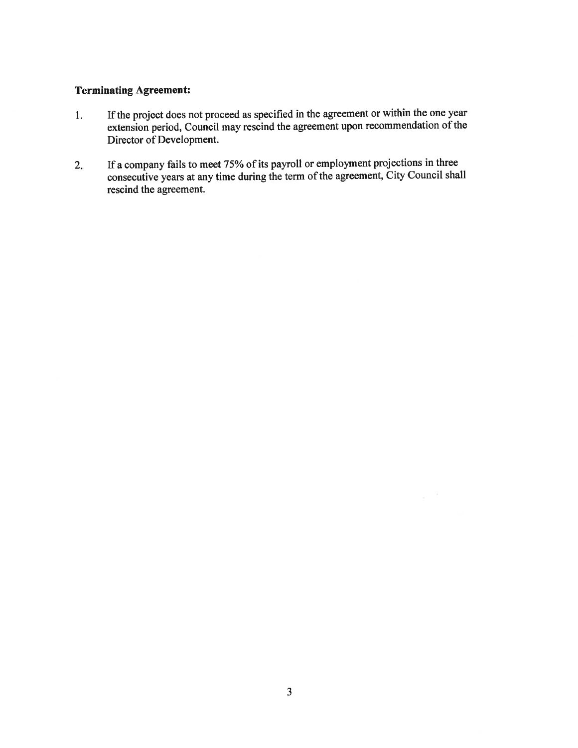**Terminating Agreement:**

1. If the project does not proceed as specified in the agreement or within the one year extension period, Council may rescind the agreement upon recommendation of the Director of Development.

2. If a company fails to meet 75% of its payroll or employment projections in three consecutive years at any time during the term of the agreement, City Council shall rescind the agreement.